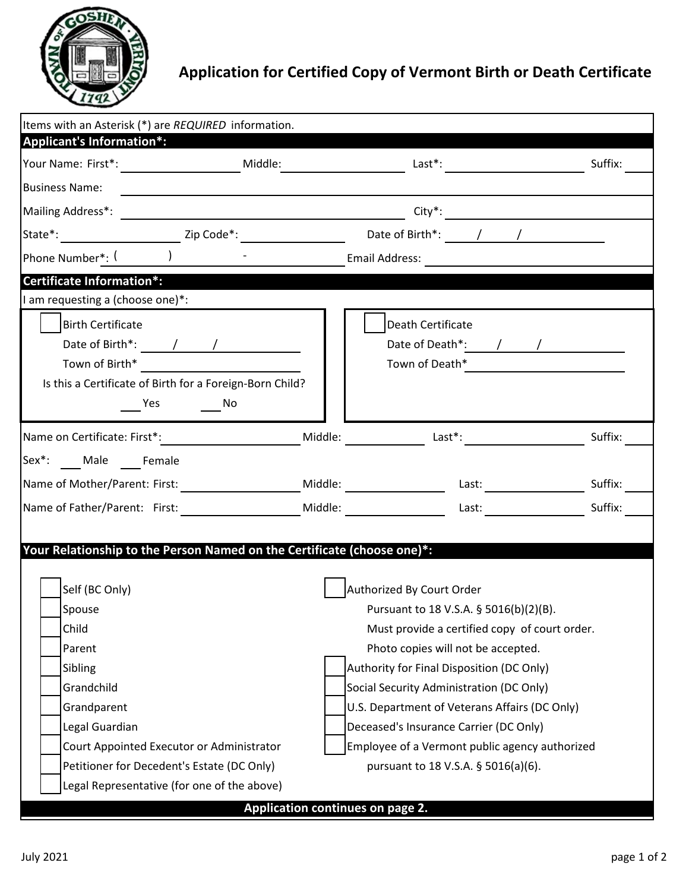# Application for Certified Copy of Vermont Birth or Death Certificate

Items with an Asterisk (*) are *REQUIRED* information.

## Applicant's Information*:

Your Name: First*: ____________ Middle: ____________ Last*: ____________ Suffix: ____

Business Name: ____________________________________________

Mailing Address*: ____________________________ City*: ____________

State*: ____________ Zip Code*: ____________ Date of Birth*: ___ / ___ / ______

Phone Number*: ( ) - ____________ Email Address: ____________

## Certificate Information*:

I am requesting a (choose one)*:

☐ Birth Certificate
Date of Birth*: ___ / ___ / ______
Town of Birth* ____________
Is this a Certificate of Birth for a Foreign-Born Child?
___ Yes ___ No

☐ Death Certificate
Date of Death*: ___ / ___ / ______
Town of Death* ____________

Name on Certificate: First*: ____________ Middle: ____________ Last*: ____________ Suffix: ____

Sex*: ___ Male ___ Female

Name of Mother/Parent: First: ____________ Middle: ____________ Last: ____________ Suffix: ____

Name of Father/Parent: First: ____________ Middle: ____________ Last: ____________ Suffix: ____

## Your Relationship to the Person Named on the Certificate (choose one)*:

- ☐ Self (BC Only)
- ☐ Spouse
- ☐ Child
- ☐ Parent
- ☐ Sibling
- ☐ Grandchild
- ☐ Grandparent
- ☐ Legal Guardian
- ☐ Court Appointed Executor or Administrator
- ☐ Petitioner for Decedent's Estate (DC Only)
- ☐ Legal Representative (for one of the above)
- ☐ Authorized By Court Order
  Pursuant to 18 V.S.A. § 5016(b)(2)(B).
  Must provide a certified copy of court order.
  Photo copies will not be accepted.
- ☐ Authority for Final Disposition (DC Only)
- ☐ Social Security Administration (DC Only)
- ☐ U.S. Department of Veterans Affairs (DC Only)
- ☐ Deceased's Insurance Carrier (DC Only)
- ☐ Employee of a Vermont public agency authorized
  pursuant to 18 V.S.A. § 5016(a)(6).

**Application continues on page 2.**

July 2021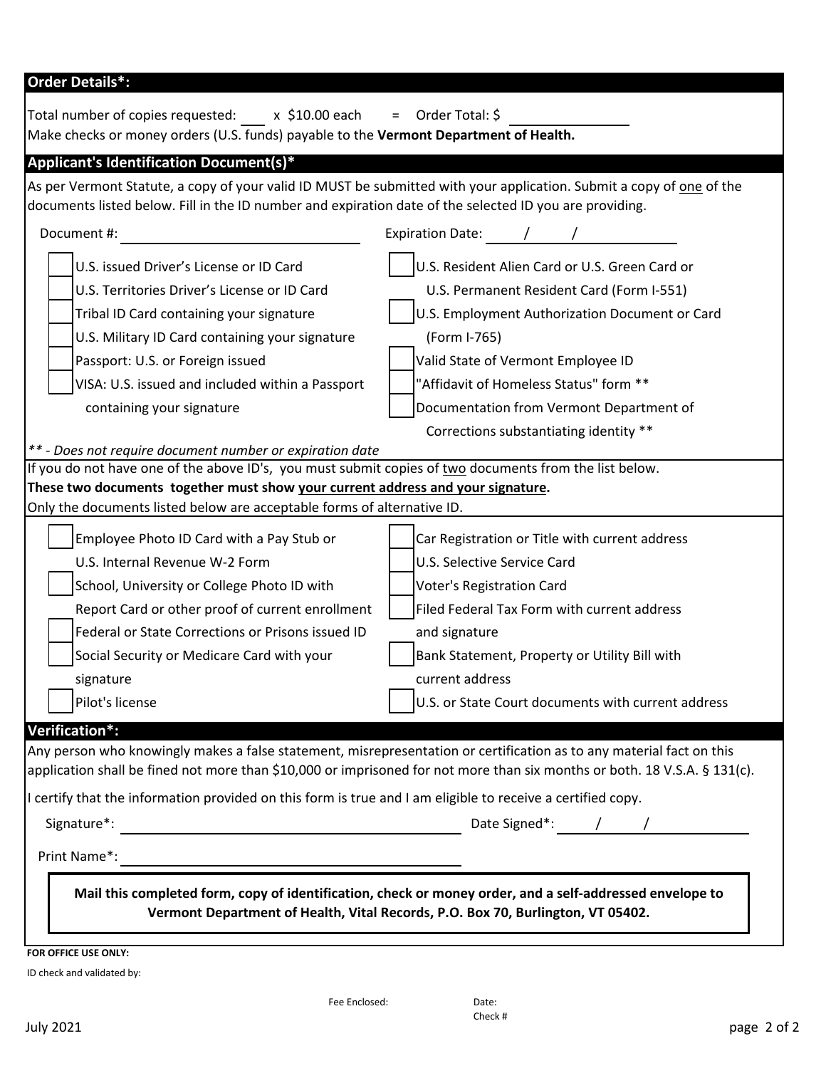## Order Details*:

Total number of copies requested: ____ x $10.00 each = Order Total: $ ____________

Make checks or money orders (U.S. funds) payable to the **Vermont Department of Health.**

## Applicant's Identification Document(s)*

As per Vermont Statute, a copy of your valid ID MUST be submitted with your application. Submit a copy of one of the documents listed below. Fill in the ID number and expiration date of the selected ID you are providing.

Document #: ____________________ Expiration Date: ____/____/____

- ☐ U.S. issued Driver's License or ID Card
- ☐ U.S. Territories Driver's License or ID Card
- ☐ Tribal ID Card containing your signature
- ☐ U.S. Military ID Card containing your signature
- ☐ Passport: U.S. or Foreign issued
- ☐ VISA: U.S. issued and included within a Passport containing your signature
- ☐ U.S. Resident Alien Card or U.S. Green Card or U.S. Permanent Resident Card (Form I-551)
- ☐ U.S. Employment Authorization Document or Card (Form I-765)
- ☐ Valid State of Vermont Employee ID
- ☐ "Affidavit of Homeless Status" form **
- ☐ Documentation from Vermont Department of Corrections substantiating identity **

*** - Does not require document number or expiration date*

If you do not have one of the above ID's, you must submit copies of two documents from the list below.
**These two documents together must show your current address and your signature.**
Only the documents listed below are acceptable forms of alternative ID.

- ☐ Employee Photo ID Card with a Pay Stub or U.S. Internal Revenue W-2 Form
- ☐ School, University or College Photo ID with Report Card or other proof of current enrollment
- ☐ Federal or State Corrections or Prisons issued ID
- ☐ Social Security or Medicare Card with your signature
- ☐ Pilot's license
- ☐ Car Registration or Title with current address
- ☐ U.S. Selective Service Card
- ☐ Voter's Registration Card
- ☐ Filed Federal Tax Form with current address and signature
- ☐ Bank Statement, Property or Utility Bill with current address
- ☐ U.S. or State Court documents with current address

## Verification*:

Any person who knowingly makes a false statement, misrepresentation or certification as to any material fact on this application shall be fined not more than $10,000 or imprisoned for not more than six months or both. 18 V.S.A. § 131(c).

I certify that the information provided on this form is true and I am eligible to receive a certified copy.

Signature*: ______________________________ Date Signed*: ____/____/____

Print Name*: ______________________________

**Mail this completed form, copy of identification, check or money order, and a self-addressed envelope to Vermont Department of Health, Vital Records, P.O. Box 70, Burlington, VT 05402.**

**FOR OFFICE USE ONLY:**

ID check and validated by:

Fee Enclosed:

Date:

Check #

July 2021